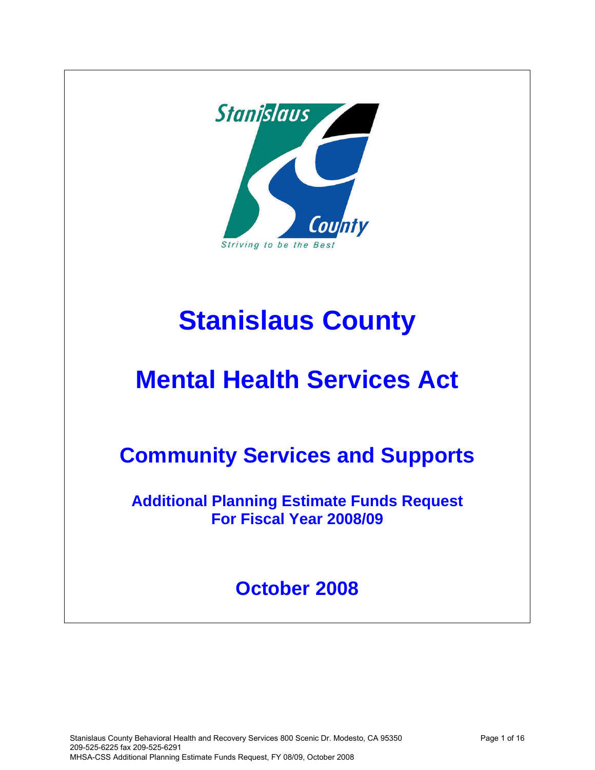# Stanislaus County

# Mental Health Services Act

## Community Services and Supports

### Additional Planning Estimate Funds Request For Fiscal Year 2008/09

## October 2008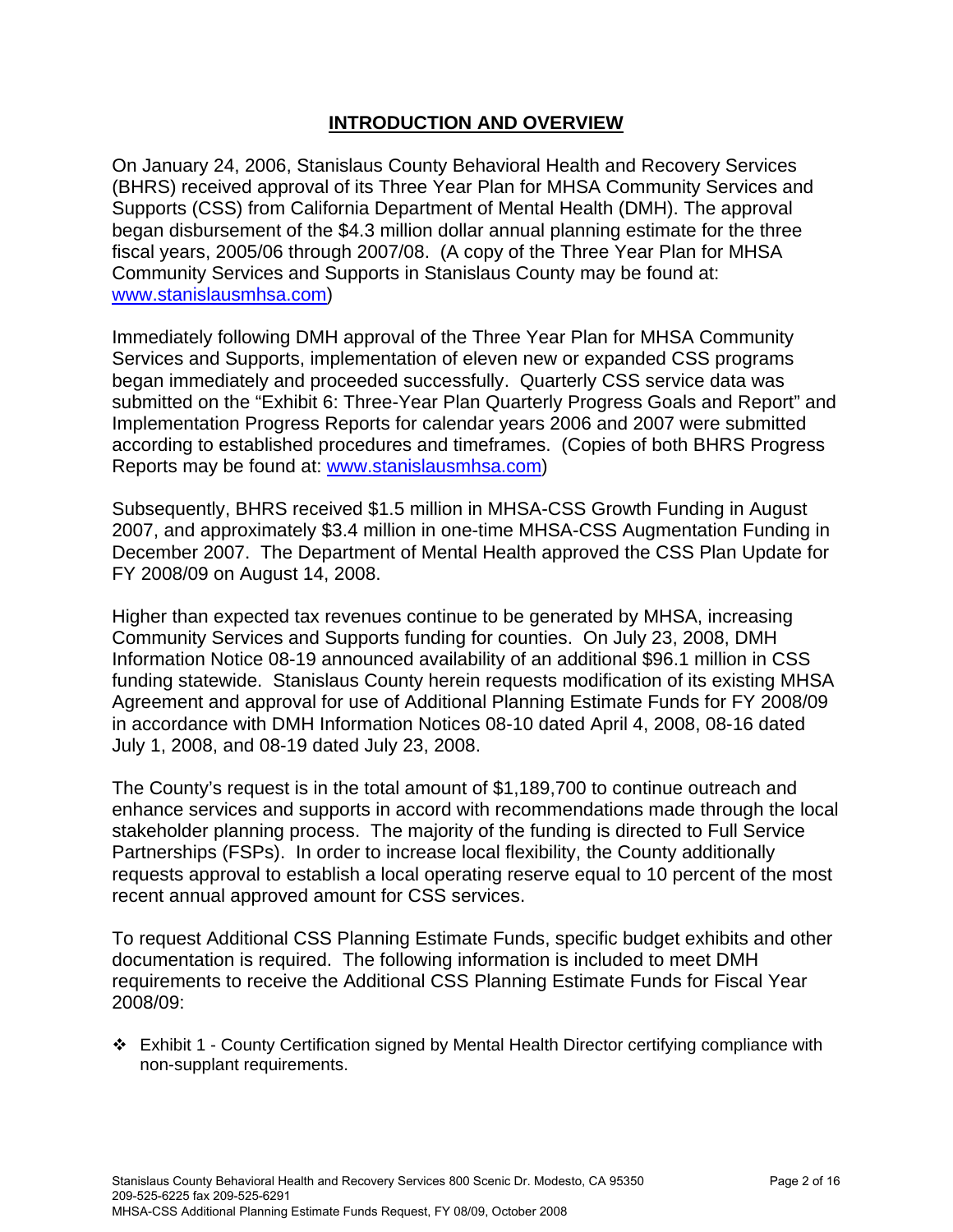## INTRODUCTION AND OVERVIEW

On January 24, 2006, Stanislaus County Behavioral Health and Recovery Services (BHRS) received approval of its Three Year Plan for MHSA Community Services and Supports (CSS) from California Department of Mental Health (DMH). The approval began disbursement of the $4.3 million dollar annual planning estimate for the three fiscal years, 2005/06 through 2007/08. (A copy of the Three Year Plan for MHSA Community Services and Supports in Stanislaus County may be found at: www.stanislausmhsa.com)

Immediately following DMH approval of the Three Year Plan for MHSA Community Services and Supports, implementation of eleven new or expanded CSS programs began immediately and proceeded successfully. Quarterly CSS service data was submitted on the "Exhibit 6: Three-Year Plan Quarterly Progress Goals and Report" and Implementation Progress Reports for calendar years 2006 and 2007 were submitted according to established procedures and timeframes. (Copies of both BHRS Progress Reports may be found at: www.stanislausmhsa.com)

Subsequently, BHRS received $1.5 million in MHSA-CSS Growth Funding in August 2007, and approximately $3.4 million in one-time MHSA-CSS Augmentation Funding in December 2007. The Department of Mental Health approved the CSS Plan Update for FY 2008/09 on August 14, 2008.

Higher than expected tax revenues continue to be generated by MHSA, increasing Community Services and Supports funding for counties. On July 23, 2008, DMH Information Notice 08-19 announced availability of an additional $96.1 million in CSS funding statewide. Stanislaus County herein requests modification of its existing MHSA Agreement and approval for use of Additional Planning Estimate Funds for FY 2008/09 in accordance with DMH Information Notices 08-10 dated April 4, 2008, 08-16 dated July 1, 2008, and 08-19 dated July 23, 2008.

The County's request is in the total amount of $1,189,700 to continue outreach and enhance services and supports in accord with recommendations made through the local stakeholder planning process. The majority of the funding is directed to Full Service Partnerships (FSPs). In order to increase local flexibility, the County additionally requests approval to establish a local operating reserve equal to 10 percent of the most recent annual approved amount for CSS services.

To request Additional CSS Planning Estimate Funds, specific budget exhibits and other documentation is required. The following information is included to meet DMH requirements to receive the Additional CSS Planning Estimate Funds for Fiscal Year 2008/09:

- Exhibit 1 - County Certification signed by Mental Health Director certifying compliance with non-supplant requirements.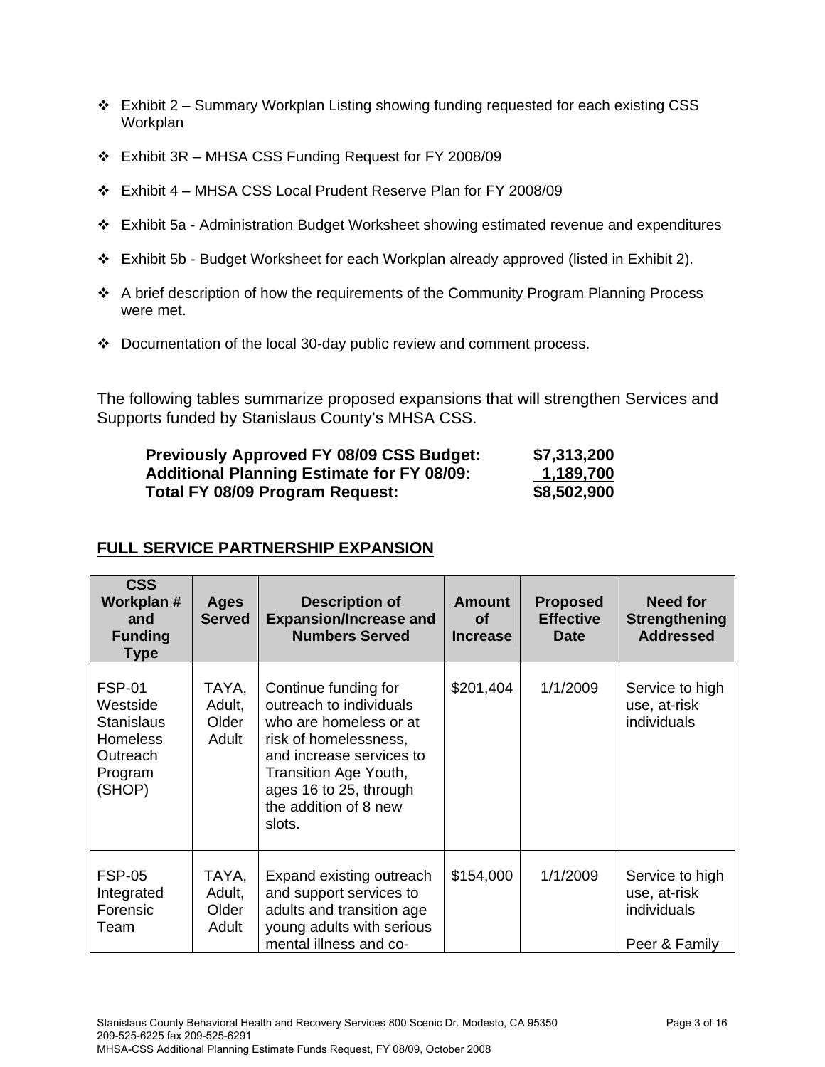- Exhibit 2 – Summary Workplan Listing showing funding requested for each existing CSS Workplan
- Exhibit 3R – MHSA CSS Funding Request for FY 2008/09
- Exhibit 4 – MHSA CSS Local Prudent Reserve Plan for FY 2008/09
- Exhibit 5a - Administration Budget Worksheet showing estimated revenue and expenditures
- Exhibit 5b - Budget Worksheet for each Workplan already approved (listed in Exhibit 2).
- A brief description of how the requirements of the Community Program Planning Process were met.
- Documentation of the local 30-day public review and comment process.

The following tables summarize proposed expansions that will strengthen Services and Supports funded by Stanislaus County's MHSA CSS.

| | |
|---|---|
| **Previously Approved FY 08/09 CSS Budget:** | **$7,313,200** |
| **Additional Planning Estimate for FY 08/09:** | **1,189,700** |
| **Total FY 08/09 Program Request:** | **$8,502,900** |

## FULL SERVICE PARTNERSHIP EXPANSION

| CSS Workplan # and Funding Type | Ages Served | Description of Expansion/Increase and Numbers Served | Amount of Increase | Proposed Effective Date | Need for Strengthening Addressed |
|---|---|---|---|---|---|
| FSP-01 Westside Stanislaus Homeless Outreach Program (SHOP) | TAYA, Adult, Older Adult | Continue funding for outreach to individuals who are homeless or at risk of homelessness, and increase services to Transition Age Youth, ages 16 to 25, through the addition of 8 new slots. | $201,404 | 1/1/2009 | Service to high use, at-risk individuals |
| FSP-05 Integrated Forensic Team | TAYA, Adult, Older Adult | Expand existing outreach and support services to adults and transition age young adults with serious mental illness and co- | $154,000 | 1/1/2009 | Service to high use, at-risk individuals<br><br>Peer & Family |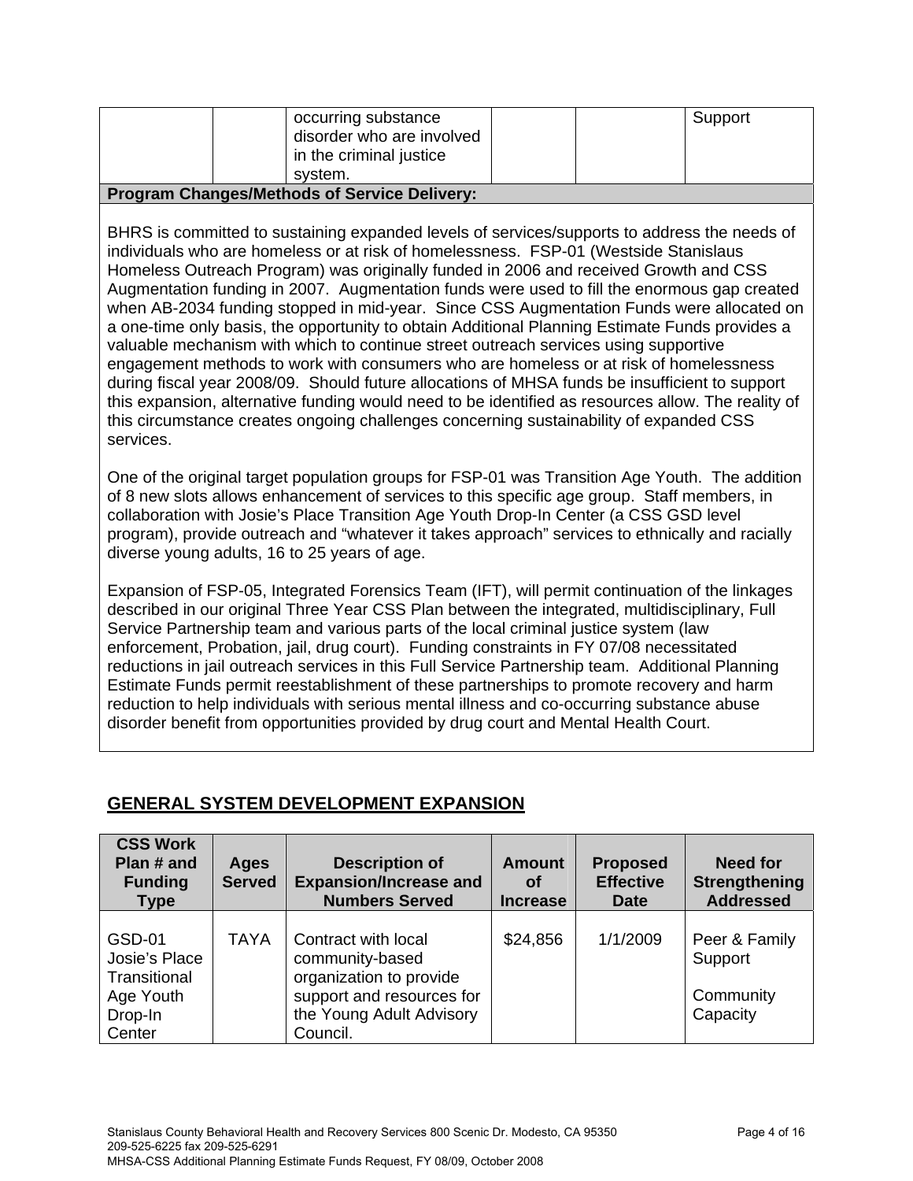| | | occurring substance disorder who are involved in the criminal justice system. | | | Support |
|---|---|---|---|---|---|

**Program Changes/Methods of Service Delivery:**

BHRS is committed to sustaining expanded levels of services/supports to address the needs of individuals who are homeless or at risk of homelessness. FSP-01 (Westside Stanislaus Homeless Outreach Program) was originally funded in 2006 and received Growth and CSS Augmentation funding in 2007. Augmentation funds were used to fill the enormous gap created when AB-2034 funding stopped in mid-year. Since CSS Augmentation Funds were allocated on a one-time only basis, the opportunity to obtain Additional Planning Estimate Funds provides a valuable mechanism with which to continue street outreach services using supportive engagement methods to work with consumers who are homeless or at risk of homelessness during fiscal year 2008/09. Should future allocations of MHSA funds be insufficient to support this expansion, alternative funding would need to be identified as resources allow. The reality of this circumstance creates ongoing challenges concerning sustainability of expanded CSS services.

One of the original target population groups for FSP-01 was Transition Age Youth. The addition of 8 new slots allows enhancement of services to this specific age group. Staff members, in collaboration with Josie's Place Transition Age Youth Drop-In Center (a CSS GSD level program), provide outreach and "whatever it takes approach" services to ethnically and racially diverse young adults, 16 to 25 years of age.

Expansion of FSP-05, Integrated Forensics Team (IFT), will permit continuation of the linkages described in our original Three Year CSS Plan between the integrated, multidisciplinary, Full Service Partnership team and various parts of the local criminal justice system (law enforcement, Probation, jail, drug court). Funding constraints in FY 07/08 necessitated reductions in jail outreach services in this Full Service Partnership team. Additional Planning Estimate Funds permit reestablishment of these partnerships to promote recovery and harm reduction to help individuals with serious mental illness and co-occurring substance abuse disorder benefit from opportunities provided by drug court and Mental Health Court.

## GENERAL SYSTEM DEVELOPMENT EXPANSION

| CSS Work Plan # and Funding Type | Ages Served | Description of Expansion/Increase and Numbers Served | Amount of Increase | Proposed Effective Date | Need for Strengthening Addressed |
|---|---|---|---|---|---|
| GSD-01 Josie's Place Transitional Age Youth Drop-In Center | TAYA | Contract with local community-based organization to provide support and resources for the Young Adult Advisory Council. | $24,856 | 1/1/2009 | Peer & Family Support<br><br>Community Capacity |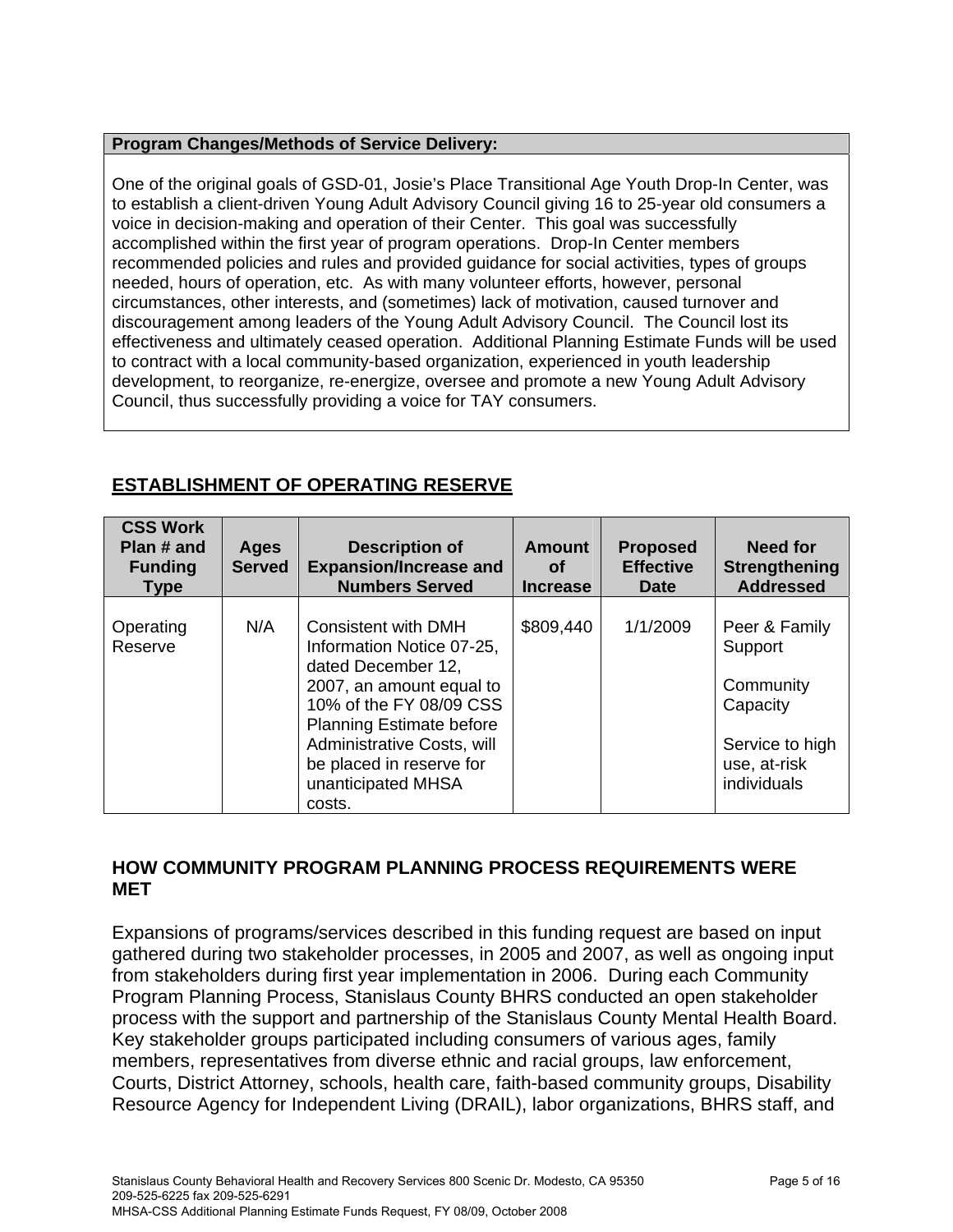| Program Changes/Methods of Service Delivery: |
| --- |
| One of the original goals of GSD-01, Josie's Place Transitional Age Youth Drop-In Center, was to establish a client-driven Young Adult Advisory Council giving 16 to 25-year old consumers a voice in decision-making and operation of their Center. This goal was successfully accomplished within the first year of program operations. Drop-In Center members recommended policies and rules and provided guidance for social activities, types of groups needed, hours of operation, etc. As with many volunteer efforts, however, personal circumstances, other interests, and (sometimes) lack of motivation, caused turnover and discouragement among leaders of the Young Adult Advisory Council. The Council lost its effectiveness and ultimately ceased operation. Additional Planning Estimate Funds will be used to contract with a local community-based organization, experienced in youth leadership development, to reorganize, re-energize, oversee and promote a new Young Adult Advisory Council, thus successfully providing a voice for TAY consumers. |

## ESTABLISHMENT OF OPERATING RESERVE

| CSS Work Plan # and Funding Type | Ages Served | Description of Expansion/Increase and Numbers Served | Amount of Increase | Proposed Effective Date | Need for Strengthening Addressed |
| --- | --- | --- | --- | --- | --- |
| Operating Reserve | N/A | Consistent with DMH Information Notice 07-25, dated December 12, 2007, an amount equal to 10% of the FY 08/09 CSS Planning Estimate before Administrative Costs, will be placed in reserve for unanticipated MHSA costs. | $809,440 | 1/1/2009 | Peer & Family Support<br><br>Community Capacity<br><br>Service to high use, at-risk individuals |

## HOW COMMUNITY PROGRAM PLANNING PROCESS REQUIREMENTS WERE MET

Expansions of programs/services described in this funding request are based on input gathered during two stakeholder processes, in 2005 and 2007, as well as ongoing input from stakeholders during first year implementation in 2006. During each Community Program Planning Process, Stanislaus County BHRS conducted an open stakeholder process with the support and partnership of the Stanislaus County Mental Health Board. Key stakeholder groups participated including consumers of various ages, family members, representatives from diverse ethnic and racial groups, law enforcement, Courts, District Attorney, schools, health care, faith-based community groups, Disability Resource Agency for Independent Living (DRAIL), labor organizations, BHRS staff, and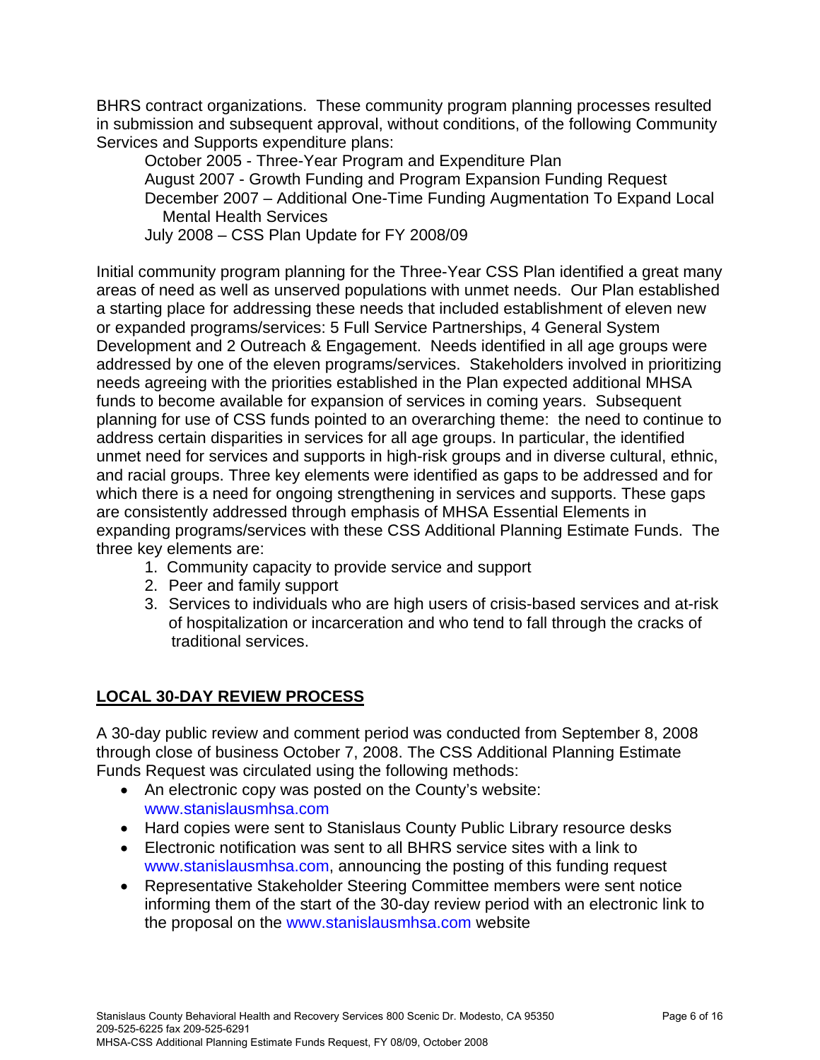BHRS contract organizations. These community program planning processes resulted in submission and subsequent approval, without conditions, of the following Community Services and Supports expenditure plans:

October 2005 - Three-Year Program and Expenditure Plan
August 2007 - Growth Funding and Program Expansion Funding Request
December 2007 – Additional One-Time Funding Augmentation To Expand Local Mental Health Services
July 2008 – CSS Plan Update for FY 2008/09

Initial community program planning for the Three-Year CSS Plan identified a great many areas of need as well as unserved populations with unmet needs. Our Plan established a starting place for addressing these needs that included establishment of eleven new or expanded programs/services: 5 Full Service Partnerships, 4 General System Development and 2 Outreach & Engagement. Needs identified in all age groups were addressed by one of the eleven programs/services. Stakeholders involved in prioritizing needs agreeing with the priorities established in the Plan expected additional MHSA funds to become available for expansion of services in coming years. Subsequent planning for use of CSS funds pointed to an overarching theme: the need to continue to address certain disparities in services for all age groups. In particular, the identified unmet need for services and supports in high-risk groups and in diverse cultural, ethnic, and racial groups. Three key elements were identified as gaps to be addressed and for which there is a need for ongoing strengthening in services and supports. These gaps are consistently addressed through emphasis of MHSA Essential Elements in expanding programs/services with these CSS Additional Planning Estimate Funds. The three key elements are:

1. Community capacity to provide service and support
2. Peer and family support
3. Services to individuals who are high users of crisis-based services and at-risk of hospitalization or incarceration and who tend to fall through the cracks of traditional services.

## LOCAL 30-DAY REVIEW PROCESS

A 30-day public review and comment period was conducted from September 8, 2008 through close of business October 7, 2008. The CSS Additional Planning Estimate Funds Request was circulated using the following methods:

- An electronic copy was posted on the County's website: www.stanislausmhsa.com
- Hard copies were sent to Stanislaus County Public Library resource desks
- Electronic notification was sent to all BHRS service sites with a link to www.stanislausmhsa.com, announcing the posting of this funding request
- Representative Stakeholder Steering Committee members were sent notice informing them of the start of the 30-day review period with an electronic link to the proposal on the www.stanislausmhsa.com website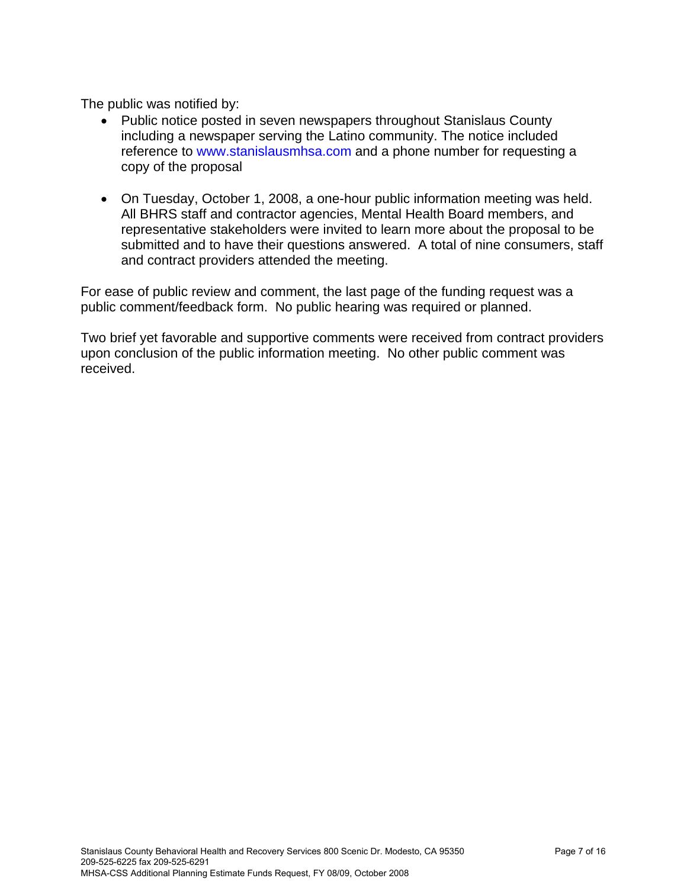The public was notified by:

- Public notice posted in seven newspapers throughout Stanislaus County including a newspaper serving the Latino community. The notice included reference to www.stanislausmhsa.com and a phone number for requesting a copy of the proposal

- On Tuesday, October 1, 2008, a one-hour public information meeting was held. All BHRS staff and contractor agencies, Mental Health Board members, and representative stakeholders were invited to learn more about the proposal to be submitted and to have their questions answered. A total of nine consumers, staff and contract providers attended the meeting.

For ease of public review and comment, the last page of the funding request was a public comment/feedback form. No public hearing was required or planned.

Two brief yet favorable and supportive comments were received from contract providers upon conclusion of the public information meeting. No other public comment was received.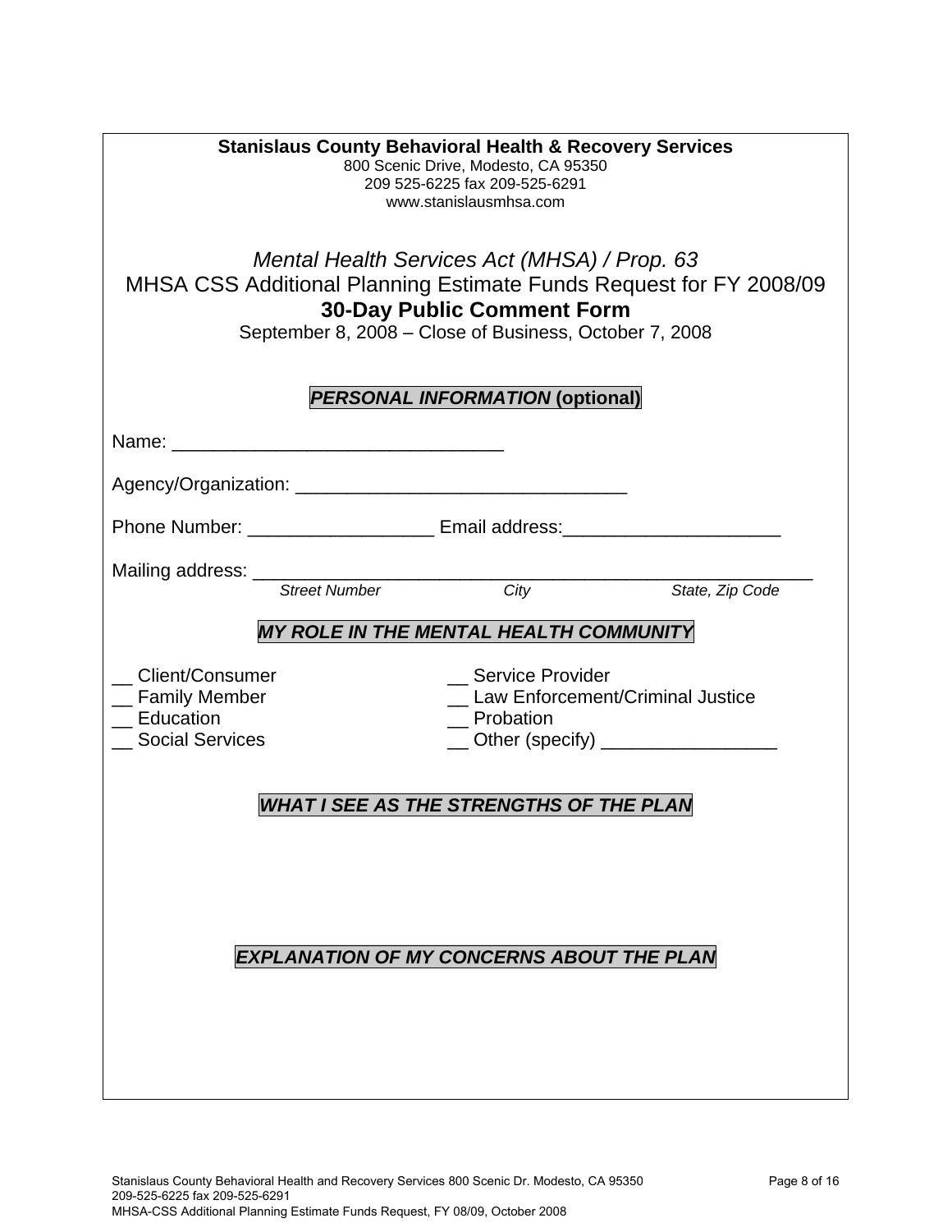**Stanislaus County Behavioral Health & Recovery Services**
800 Scenic Drive, Modesto, CA 95350
209 525-6225 fax 209-525-6291
www.stanislausmhsa.com

*Mental Health Services Act (MHSA) / Prop. 63*

MHSA CSS Additional Planning Estimate Funds Request for FY 2008/09

**30-Day Public Comment Form**

September 8, 2008 – Close of Business, October 7, 2008

***PERSONAL INFORMATION* (optional)**

Name: ________________________________

Agency/Organization: ________________________________

Phone Number: __________________ Email address:_____________________

Mailing address: _______________________________________________________
*Street Number* *City* *State, Zip Code*

***MY ROLE IN THE MENTAL HEALTH COMMUNITY***

__ Client/Consumer
__ Family Member
__ Education
__ Social Services
__ Service Provider
__ Law Enforcement/Criminal Justice
__ Probation
__ Other (specify) _________________

***WHAT I SEE AS THE STRENGTHS OF THE PLAN***

***EXPLANATION OF MY CONCERNS ABOUT THE PLAN***

Stanislaus County Behavioral Health and Recovery Services 800 Scenic Dr. Modesto, CA 95350
209-525-6225 fax 209-525-6291
MHSA-CSS Additional Planning Estimate Funds Request, FY 08/09, October 2008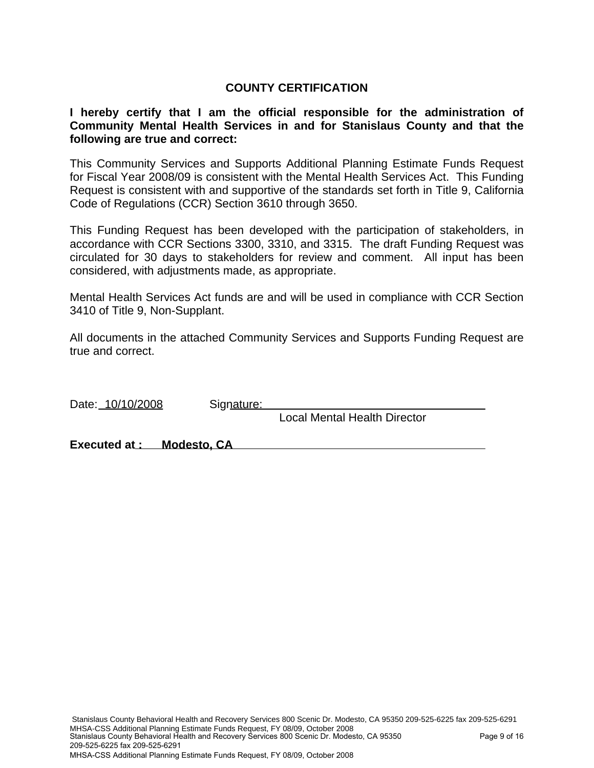## COUNTY CERTIFICATION

**I hereby certify that I am the official responsible for the administration of Community Mental Health Services in and for Stanislaus County and that the following are true and correct:**

This Community Services and Supports Additional Planning Estimate Funds Request for Fiscal Year 2008/09 is consistent with the Mental Health Services Act. This Funding Request is consistent with and supportive of the standards set forth in Title 9, California Code of Regulations (CCR) Section 3610 through 3650.

This Funding Request has been developed with the participation of stakeholders, in accordance with CCR Sections 3300, 3310, and 3315. The draft Funding Request was circulated for 30 days to stakeholders for review and comment. All input has been considered, with adjustments made, as appropriate.

Mental Health Services Act funds are and will be used in compliance with CCR Section 3410 of Title 9, Non-Supplant.

All documents in the attached Community Services and Supports Funding Request are true and correct.

Date: 10/10/2008 Signature: ______________________________

Local Mental Health Director

**Executed at : Modesto, CA**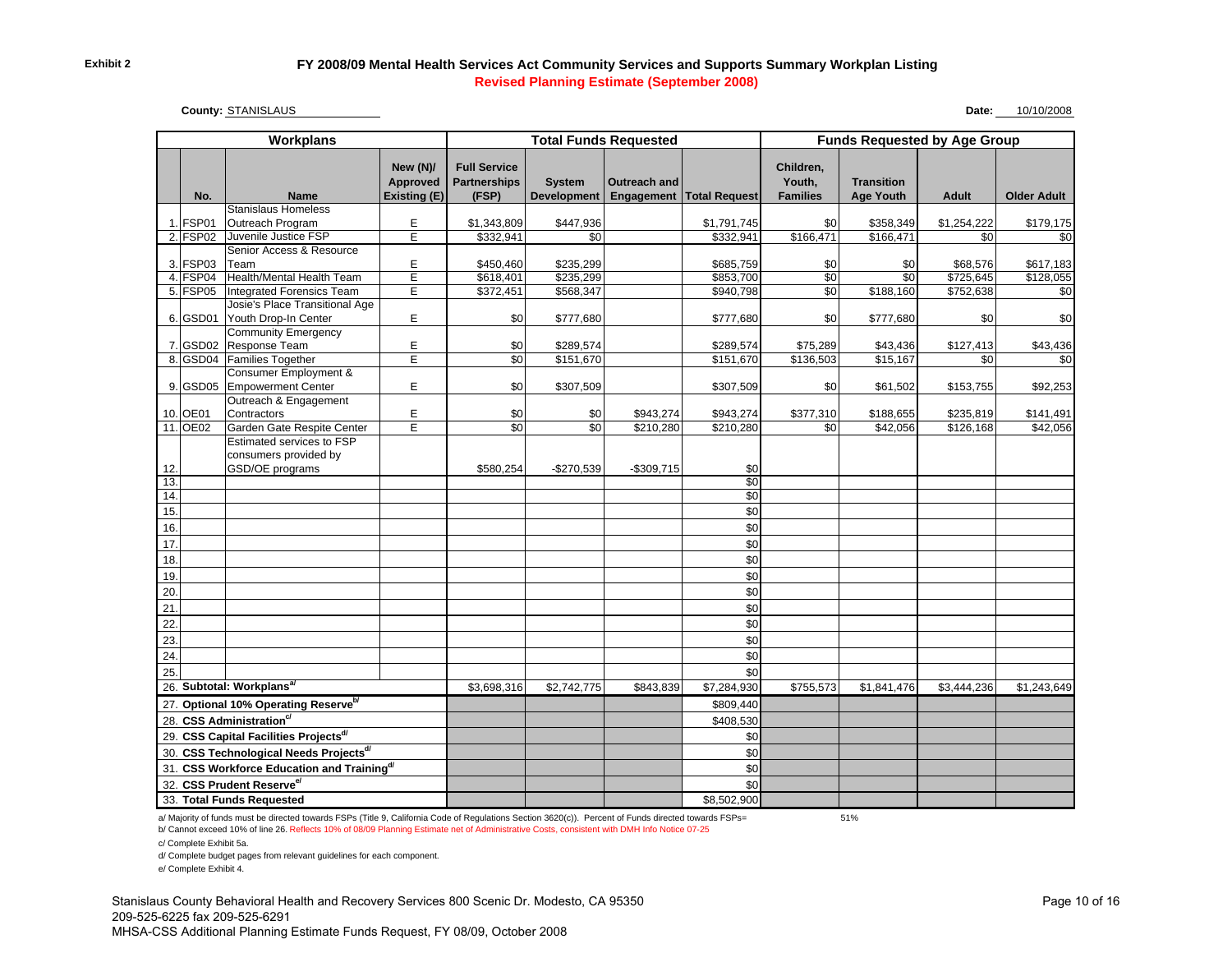Exhibit 2

# FY 2008/09 Mental Health Services Act Community Services and Supports Summary Workplan Listing

## Revised Planning Estimate (September 2008)

**County:** STANISLAUS

**Date:** 10/10/2008

| Workplans | | | | Total Funds Requested | | | | Funds Requested by Age Group | | | |
|---|---|---|---|---|---|---|---|---|---|---|---|
| No. | | Name | New (N)/ Approved Existing (E) | Full Service Partnerships (FSP) | System Development | Outreach and Engagement | Total Request | Children, Youth, Families | Transition Age Youth | Adult | Older Adult |
| 1. | FSP01 | Stanislaus Homeless Outreach Program | E | $1,343,809 | $447,936 | | $1,791,745 | $0 | $358,349 | $1,254,222 | $179,175 |
| 2. | FSP02 | Juvenile Justice FSP | E | $332,941 | $0 | | $332,941 | $166,471 | $166,471 | $0 | $0 |
| 3. | FSP03 | Senior Access & Resource Team | E | $450,460 | $235,299 | | $685,759 | $0 | $0 | $68,576 | $617,183 |
| 4. | FSP04 | Health/Mental Health Team | E | $618,401 | $235,299 | | $853,700 | $0 | $0 | $725,645 | $128,055 |
| 5. | FSP05 | Integrated Forensics Team | E | $372,451 | $568,347 | | $940,798 | $0 | $188,160 | $752,638 | $0 |
| 6. | GSD01 | Josie's Place Transitional Age Youth Drop-In Center | E | $0 | $777,680 | | $777,680 | $0 | $777,680 | $0 | $0 |
| 7. | GSD02 | Community Emergency Response Team | E | $0 | $289,574 | | $289,574 | $75,289 | $43,436 | $127,413 | $43,436 |
| 8. | GSD04 | Families Together | E | $0 | $151,670 | | $151,670 | $136,503 | $15,167 | $0 | $0 |
| 9. | GSD05 | Consumer Employment & Empowerment Center | E | $0 | $307,509 | | $307,509 | $0 | $61,502 | $153,755 | $92,253 |
| 10. | OE01 | Outreach & Engagement Contractors | E | $0 | $0 | $943,274 | $943,274 | $377,310 | $188,655 | $235,819 | $141,491 |
| 11. | OE02 | Garden Gate Respite Center | E | $0 | $0 | $210,280 | $210,280 | $0 | $42,056 | $126,168 | $42,056 |
| 12. | | Estimated services to FSP consumers provided by GSD/OE programs | | $580,254 | -$270,539 | -$309,715 | $0 | | | | |
| 13. | | | | | | | $0 | | | | |
| 14. | | | | | | | $0 | | | | |
| 15. | | | | | | | $0 | | | | |
| 16. | | | | | | | $0 | | | | |
| 17. | | | | | | | $0 | | | | |
| 18. | | | | | | | $0 | | | | |
| 19. | | | | | | | $0 | | | | |
| 20. | | | | | | | $0 | | | | |
| 21. | | | | | | | $0 | | | | |
| 22. | | | | | | | $0 | | | | |
| 23. | | | | | | | $0 | | | | |
| 24. | | | | | | | $0 | | | | |
| 25. | | | | | | | $0 | | | | |
| 26. | **Subtotal: Workplans[a]** | | | $3,698,316 | $2,742,775 | $843,839 | $7,284,930 | $755,573 | $1,841,476 | $3,444,236 | $1,243,649 |
| 27. | **Optional 10% Operating Reserve[b]** | | | | | | $809,440 | | | | |
| 28. | **CSS Administration[c]** | | | | | | $408,530 | | | | |
| 29. | **CSS Capital Facilities Projects[d]** | | | | | | $0 | | | | |
| 30. | **CSS Technological Needs Projects[d]** | | | | | | $0 | | | | |
| 31. | **CSS Workforce Education and Training[d]** | | | | | | $0 | | | | |
| 32. | **CSS Prudent Reserve[e]** | | | | | | $0 | | | | |
| 33. | **Total Funds Requested** | | | | | | $8,502,900 | | | | |

a/ Majority of funds must be directed towards FSPs (Title 9, California Code of Regulations Section 3620(c)). Percent of Funds directed towards FSPs= 51%

b/ Cannot exceed 10% of line 26. Reflects 10% of 08/09 Planning Estimate net of Administrative Costs, consistent with DMH Info Notice 07-25

c/ Complete Exhibit 5a.

d/ Complete budget pages from relevant guidelines for each component.

e/ Complete Exhibit 4.

Stanislaus County Behavioral Health and Recovery Services 800 Scenic Dr. Modesto, CA 95350
209-525-6225 fax 209-525-6291
MHSA-CSS Additional Planning Estimate Funds Request, FY 08/09, October 2008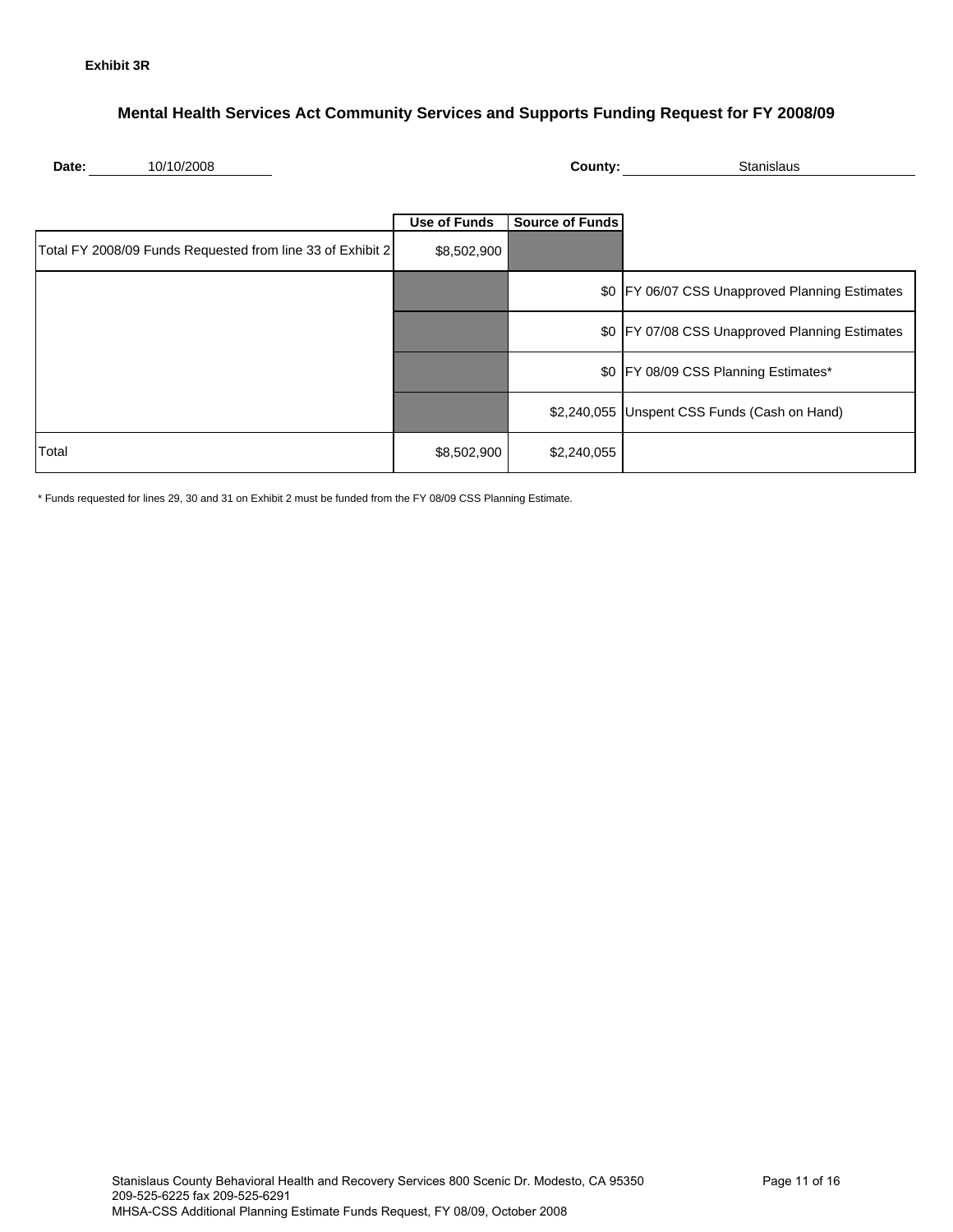**Exhibit 3R**

## Mental Health Services Act Community Services and Supports Funding Request for FY 2008/09

**Date:** 10/10/2008 **County:** Stanislaus

| | Use of Funds | Source of Funds | |
|---|---|---|---|
| Total FY 2008/09 Funds Requested from line 33 of Exhibit 2 | $8,502,900 | | |
| | | $0 | FY 06/07 CSS Unapproved Planning Estimates |
| | | $0 | FY 07/08 CSS Unapproved Planning Estimates |
| | | $0 | FY 08/09 CSS Planning Estimates* |
| | | $2,240,055 | Unspent CSS Funds (Cash on Hand) |
| Total | $8,502,900 | $2,240,055 | |

* Funds requested for lines 29, 30 and 31 on Exhibit 2 must be funded from the FY 08/09 CSS Planning Estimate.

Stanislaus County Behavioral Health and Recovery Services 800 Scenic Dr. Modesto, CA 95350
209-525-6225 fax 209-525-6291
MHSA-CSS Additional Planning Estimate Funds Request, FY 08/09, October 2008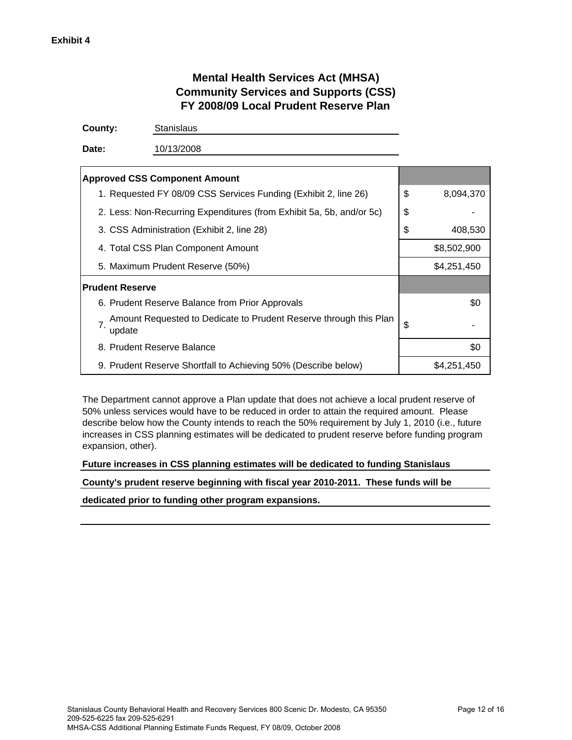**Exhibit 4**

# Mental Health Services Act (MHSA)
# Community Services and Supports (CSS)
# FY 2008/09 Local Prudent Reserve Plan

**County:** Stanislaus

**Date:** 10/13/2008

| **Approved CSS Component Amount** | |
|---|---|
| 1. Requested FY 08/09 CSS Services Funding (Exhibit 2, line 26) | $ 8,094,370 |
| 2. Less: Non-Recurring Expenditures (from Exhibit 5a, 5b, and/or 5c) | $ - |
| 3. CSS Administration (Exhibit 2, line 28) | $ 408,530 |
| 4. Total CSS Plan Component Amount | $8,502,900 |
| 5. Maximum Prudent Reserve (50%) | $4,251,450 |
| **Prudent Reserve** | |
| 6. Prudent Reserve Balance from Prior Approvals | $0 |
| 7. Amount Requested to Dedicate to Prudent Reserve through this Plan update | $ - |
| 8. Prudent Reserve Balance | $0 |
| 9. Prudent Reserve Shortfall to Achieving 50% (Describe below) | $4,251,450 |

The Department cannot approve a Plan update that does not achieve a local prudent reserve of 50% unless services would have to be reduced in order to attain the required amount. Please describe below how the County intends to reach the 50% requirement by July 1, 2010 (i.e., future increases in CSS planning estimates will be dedicated to prudent reserve before funding program expansion, other).

**Future increases in CSS planning estimates will be dedicated to funding Stanislaus County's prudent reserve beginning with fiscal year 2010-2011. These funds will be dedicated prior to funding other program expansions.**

Stanislaus County Behavioral Health and Recovery Services 800 Scenic Dr. Modesto, CA 95350
209-525-6225 fax 209-525-6291
MHSA-CSS Additional Planning Estimate Funds Request, FY 08/09, October 2008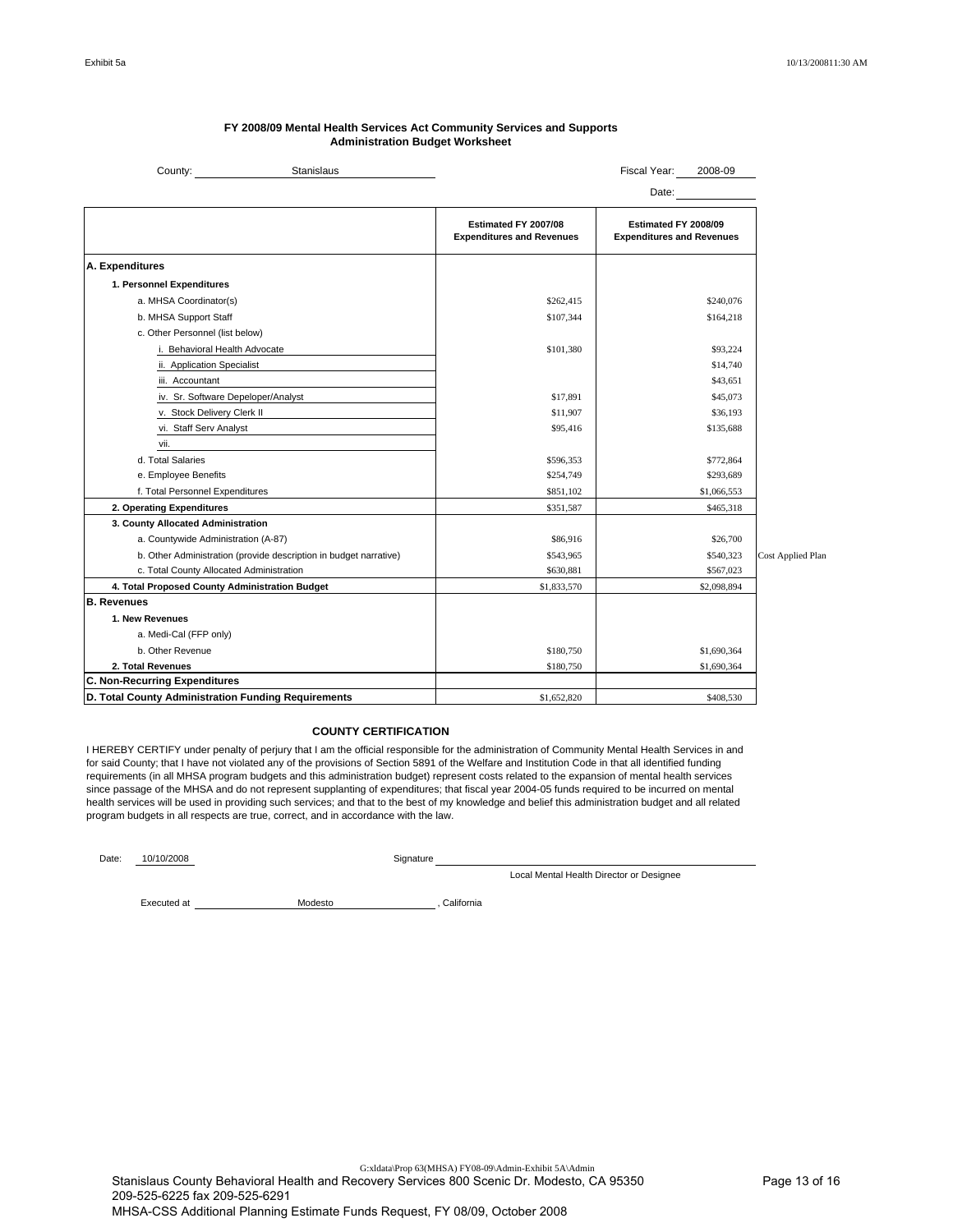Exhibit 5a

10/13/2008 11:30 AM

## FY 2008/09 Mental Health Services Act Community Services and Supports Administration Budget Worksheet

County: Stanislaus

Fiscal Year: 2008-09

Date:

| | Estimated FY 2007/08 Expenditures and Revenues | Estimated FY 2008/09 Expenditures and Revenues | |
|---|---|---|---|
| **A. Expenditures** | | | |
| **1. Personnel Expenditures** | | | |
| a. MHSA Coordinator(s) | $262,415 | $240,076 | |
| b. MHSA Support Staff | $107,344 | $164,218 | |
| c. Other Personnel (list below) | | | |
| i. Behavioral Health Advocate | $101,380 | $93,224 | |
| ii. Application Specialist | | $14,740 | |
| iii. Accountant | | $43,651 | |
| iv. Sr. Software Depeloper/Analyst | $17,891 | $45,073 | |
| v. Stock Delivery Clerk II | $11,907 | $36,193 | |
| vi. Staff Serv Analyst | $95,416 | $135,688 | |
| vii. | | | |
| d. Total Salaries | $596,353 | $772,864 | |
| e. Employee Benefits | $254,749 | $293,689 | |
| f. Total Personnel Expenditures | $851,102 | $1,066,553 | |
| **2. Operating Expenditures** | $351,587 | $465,318 | |
| **3. County Allocated Administration** | | | |
| a. Countywide Administration (A-87) | $86,916 | $26,700 | |
| b. Other Administration (provide description in budget narrative) | $543,965 | $540,323 | Cost Applied Plan |
| c. Total County Allocated Administration | $630,881 | $567,023 | |
| **4. Total Proposed County Administration Budget** | $1,833,570 | $2,098,894 | |
| **B. Revenues** | | | |
| **1. New Revenues** | | | |
| a. Medi-Cal (FFP only) | | | |
| b. Other Revenue | $180,750 | $1,690,364 | |
| **2. Total Revenues** | $180,750 | $1,690,364 | |
| **C. Non-Recurring Expenditures** | | | |
| **D. Total County Administration Funding Requirements** | $1,652,820 | $408,530 | |

### COUNTY CERTIFICATION

I HEREBY CERTIFY under penalty of perjury that I am the official responsible for the administration of Community Mental Health Services in and for said County; that I have not violated any of the provisions of Section 5891 of the Welfare and Institution Code in that all identified funding requirements (in all MHSA program budgets and this administration budget) represent costs related to the expansion of mental health services since passage of the MHSA and do not represent supplanting of expenditures; that fiscal year 2004-05 funds required to be incurred on mental health services will be used in providing such services; and that to the best of my knowledge and belief this administration budget and all related program budgets in all respects are true, correct, and in accordance with the law.

Date: 10/10/2008 Signature ______________________

Local Mental Health Director or Designee

Executed at Modesto , California

G:xldata\Prop 63(MHSA) FY08-09\Admin-Exhibit 5A\Admin

Stanislaus County Behavioral Health and Recovery Services 800 Scenic Dr. Modesto, CA 95350
209-525-6225 fax 209-525-6291
MHSA-CSS Additional Planning Estimate Funds Request, FY 08/09, October 2008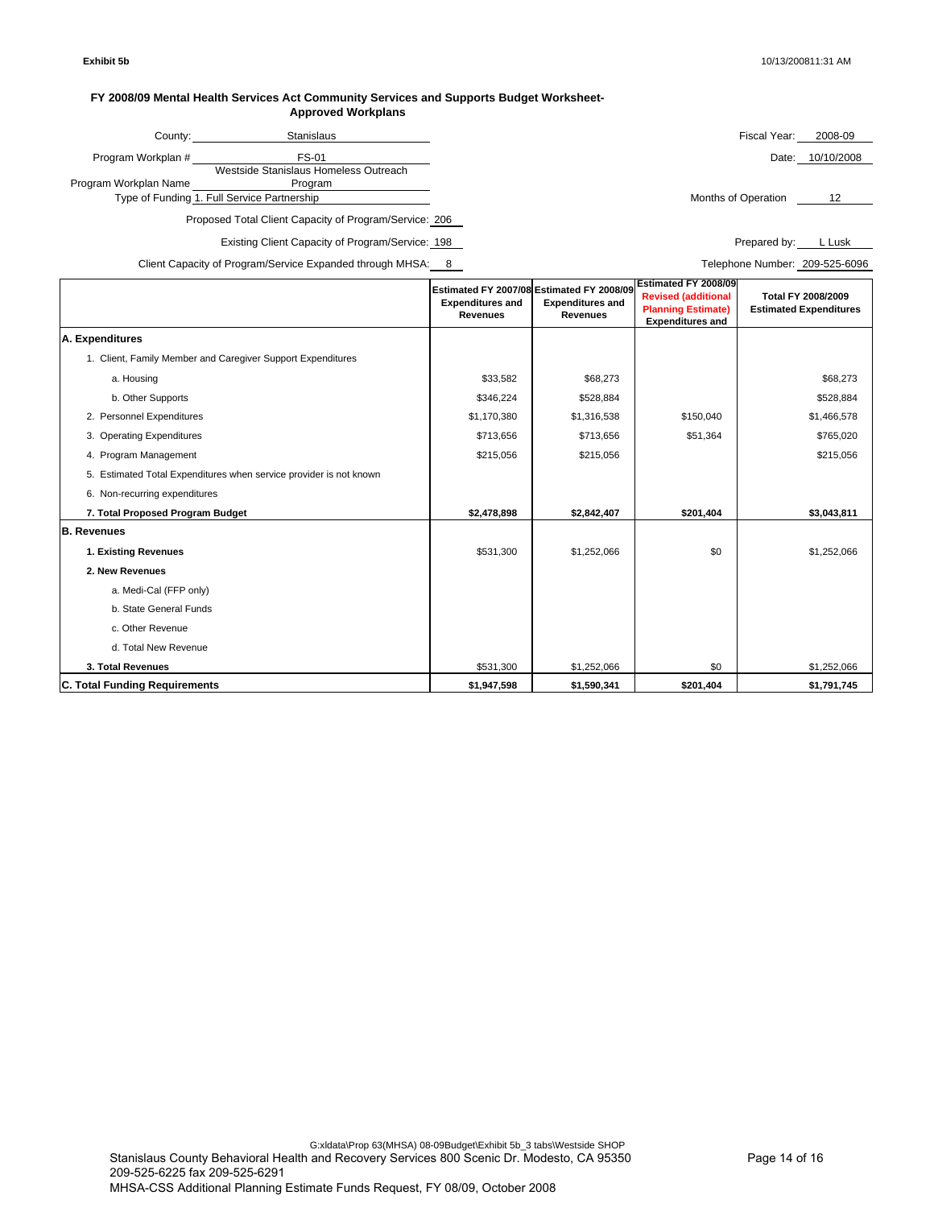**Exhibit 5b**

10/13/200811:31 AM

**FY 2008/09 Mental Health Services Act Community Services and Supports Budget Worksheet-Approved Workplans**

County: Stanislaus

Fiscal Year: 2008-09

Program Workplan #: FS-01

Date: 10/10/2008

Program Workplan Name: Westside Stanislaus Homeless Outreach Program

Type of Funding: 1. Full Service Partnership

Months of Operation: 12

Proposed Total Client Capacity of Program/Service: 206

Existing Client Capacity of Program/Service: 198

Prepared by: L Lusk

Client Capacity of Program/Service Expanded through MHSA: 8

Telephone Number: 209-525-6096

| | Estimated FY 2007/08 Expenditures and Revenues | Estimated FY 2008/09 Expenditures and Revenues | Estimated FY 2008/09 Revised (additional Planning Estimate) Expenditures and | Total FY 2008/2009 Estimated Expenditures |
|---|---|---|---|---|
| **A. Expenditures** | | | | |
| 1. Client, Family Member and Caregiver Support Expenditures | | | | |
| a. Housing | $33,582 | $68,273 | | $68,273 |
| b. Other Supports | $346,224 | $528,884 | | $528,884 |
| 2. Personnel Expenditures | $1,170,380 | $1,316,538 | $150,040 | $1,466,578 |
| 3. Operating Expenditures | $713,656 | $713,656 | $51,364 | $765,020 |
| 4. Program Management | $215,056 | $215,056 | | $215,056 |
| 5. Estimated Total Expenditures when service provider is not known | | | | |
| 6. Non-recurring expenditures | | | | |
| **7. Total Proposed Program Budget** | **$2,478,898** | **$2,842,407** | **$201,404** | **$3,043,811** |
| **B. Revenues** | | | | |
| **1. Existing Revenues** | $531,300 | $1,252,066 | $0 | $1,252,066 |
| **2. New Revenues** | | | | |
| a. Medi-Cal (FFP only) | | | | |
| b. State General Funds | | | | |
| c. Other Revenue | | | | |
| d. Total New Revenue | | | | |
| **3. Total Revenues** | $531,300 | $1,252,066 | $0 | $1,252,066 |
| **C. Total Funding Requirements** | **$1,947,598** | **$1,590,341** | **$201,404** | **$1,791,745** |

G:xldata\Prop 63(MHSA) 08-09Budget\Exhibit 5b_3 tabs\Westside SHOP

Stanislaus County Behavioral Health and Recovery Services 800 Scenic Dr. Modesto, CA 95350
209-525-6225 fax 209-525-6291
MHSA-CSS Additional Planning Estimate Funds Request, FY 08/09, October 2008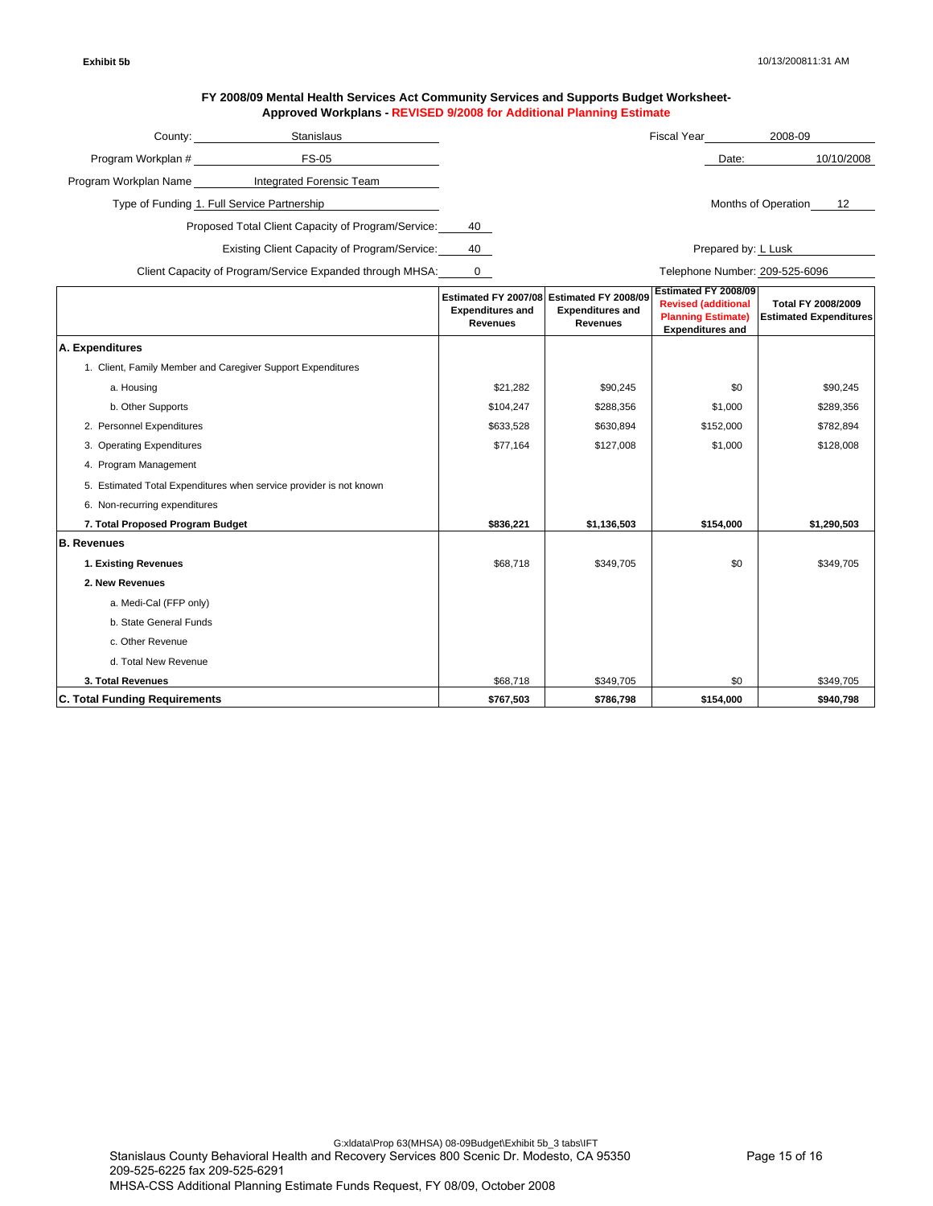**Exhibit 5b** 10/13/2008 11:31 AM

### FY 2008/09 Mental Health Services Act Community Services and Supports Budget Worksheet-
### Approved Workplans - REVISED 9/2008 for Additional Planning Estimate

County: Stanislaus

Fiscal Year: 2008-09

Program Workplan #: FS-05

Date: 10/10/2008

Program Workplan Name: Integrated Forensic Team

Type of Funding: 1. Full Service Partnership

Months of Operation: 12

Proposed Total Client Capacity of Program/Service: 40

Existing Client Capacity of Program/Service: 40

Prepared by: L Lusk

Client Capacity of Program/Service Expanded through MHSA: 0

Telephone Number: 209-525-6096

| | Estimated FY 2007/08 Expenditures and Revenues | Estimated FY 2008/09 Expenditures and Revenues | Estimated FY 2008/09 Revised (additional Planning Estimate) Expenditures and | Total FY 2008/2009 Estimated Expenditures |
|---|---|---|---|---|
| **A. Expenditures** | | | | |
| 1. Client, Family Member and Caregiver Support Expenditures | | | | |
| a. Housing | $21,282 | $90,245 | $0 | $90,245 |
| b. Other Supports | $104,247 | $288,356 | $1,000 | $289,356 |
| 2. Personnel Expenditures | $633,528 | $630,894 | $152,000 | $782,894 |
| 3. Operating Expenditures | $77,164 | $127,008 | $1,000 | $128,008 |
| 4. Program Management | | | | |
| 5. Estimated Total Expenditures when service provider is not known | | | | |
| 6. Non-recurring expenditures | | | | |
| **7. Total Proposed Program Budget** | **$836,221** | **$1,136,503** | **$154,000** | **$1,290,503** |
| **B. Revenues** | | | | |
| **1. Existing Revenues** | $68,718 | $349,705 | $0 | $349,705 |
| **2. New Revenues** | | | | |
| a. Medi-Cal (FFP only) | | | | |
| b. State General Funds | | | | |
| c. Other Revenue | | | | |
| d. Total New Revenue | | | | |
| **3. Total Revenues** | $68,718 | $349,705 | $0 | $349,705 |
| **C. Total Funding Requirements** | **$767,503** | **$786,798** | **$154,000** | **$940,798** |

G:xldata\Prop 63(MHSA) 08-09Budget\Exhibit 5b_3 tabs\IFT

Stanislaus County Behavioral Health and Recovery Services 800 Scenic Dr. Modesto, CA 95350
209-525-6225 fax 209-525-6291
MHSA-CSS Additional Planning Estimate Funds Request, FY 08/09, October 2008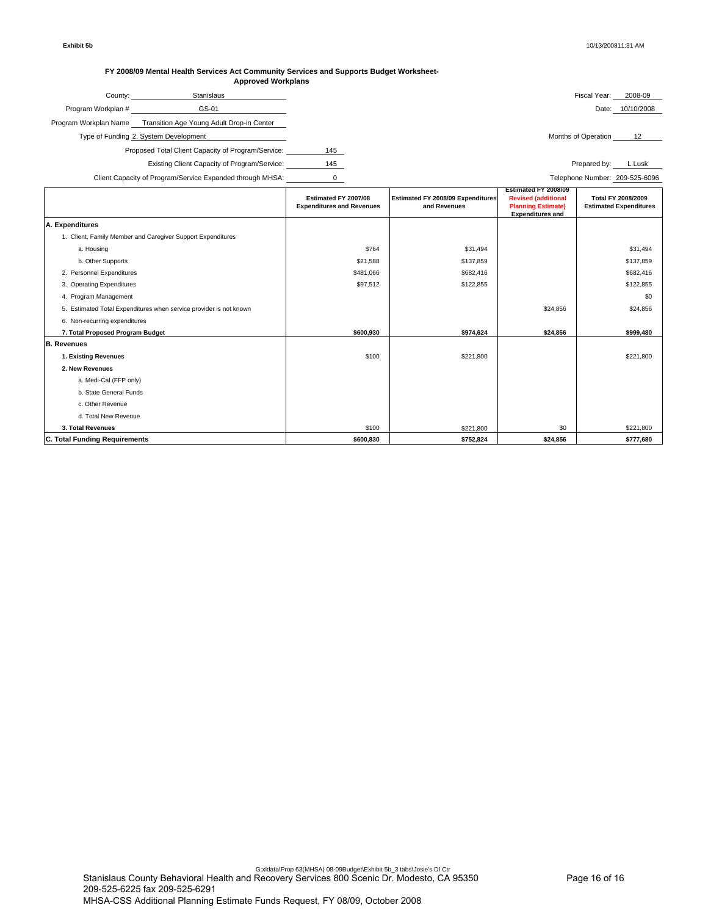**Exhibit 5b** 10/13/200811:31 AM

**FY 2008/09 Mental Health Services Act Community Services and Supports Budget Worksheet-**
**Approved Workplans**

County: Stanislaus | Fiscal Year: 2008-09

Program Workplan # GS-01 | Date: 10/10/2008

Program Workplan Name Transition Age Young Adult Drop-in Center

Type of Funding 2. System Development | Months of Operation 12

Proposed Total Client Capacity of Program/Service: 145

Existing Client Capacity of Program/Service: 145 | Prepared by: L Lusk

Client Capacity of Program/Service Expanded through MHSA: 0 | Telephone Number: 209-525-6096

| | Estimated FY 2007/08 Expenditures and Revenues | Estimated FY 2008/09 Expenditures and Revenues | Estimated FY 2008/09 Revised (additional Planning Estimate) Expenditures and | Total FY 2008/2009 Estimated Expenditures |
|---|---|---|---|---|
| **A. Expenditures** | | | | |
| 1. Client, Family Member and Caregiver Support Expenditures | | | | |
| a. Housing | $764 | $31,494 | | $31,494 |
| b. Other Supports | $21,588 | $137,859 | | $137,859 |
| 2. Personnel Expenditures | $481,066 | $682,416 | | $682,416 |
| 3. Operating Expenditures | $97,512 | $122,855 | | $122,855 |
| 4. Program Management | | | | $0 |
| 5. Estimated Total Expenditures when service provider is not known | | | $24,856 | $24,856 |
| 6. Non-recurring expenditures | | | | |
| **7. Total Proposed Program Budget** | **$600,930** | **$974,624** | **$24,856** | **$999,480** |
| **B. Revenues** | | | | |
| **1. Existing Revenues** | $100 | $221,800 | | $221,800 |
| **2. New Revenues** | | | | |
| a. Medi-Cal (FFP only) | | | | |
| b. State General Funds | | | | |
| c. Other Revenue | | | | |
| d. Total New Revenue | | | | |
| **3. Total Revenues** | $100 | $221,800 | $0 | $221,800 |
| **C. Total Funding Requirements** | **$600,830** | **$752,824** | **$24,856** | **$777,680** |

G:xldata\Prop 63(MHSA) 08-09Budget\Exhibit 5b_3 tabs\Josie's DI Ctr

Stanislaus County Behavioral Health and Recovery Services 800 Scenic Dr. Modesto, CA 95350
209-525-6225 fax 209-525-6291
MHSA-CSS Additional Planning Estimate Funds Request, FY 08/09, October 2008